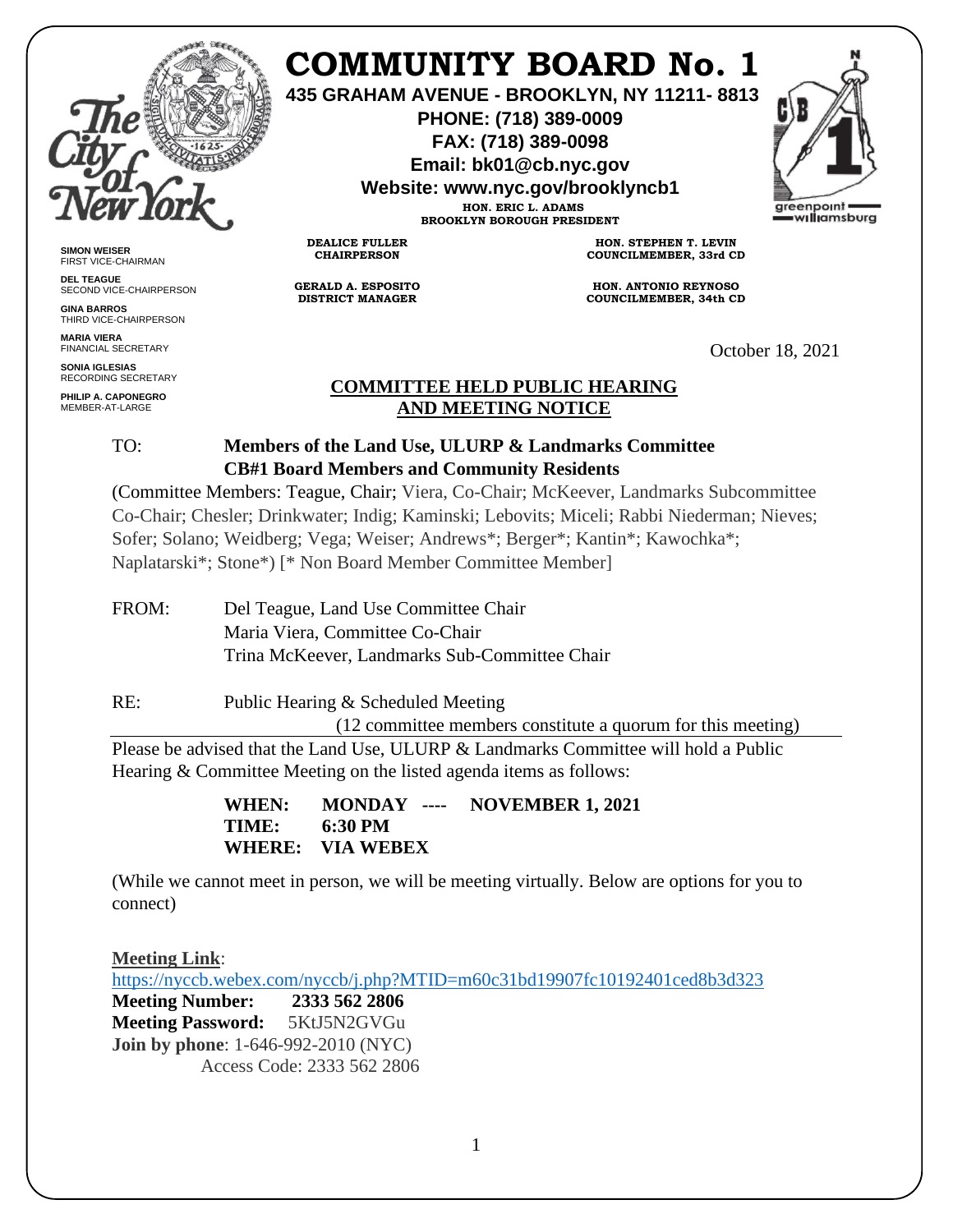# COMMUNITY BOARD No. 1

**435 GRAHAM AVENUE - BROOKLYN, NY 11211- 8813**
**PHONE: (718) 389-0009**
**FAX: (718) 389-0098**
**Email: bk01@cb.nyc.gov**
**Website: www.nyc.gov/brooklyncb1**

**HON. ERIC L. ADAMS**
**BROOKLYN BOROUGH PRESIDENT**

**DEALICE FULLER**
**CHAIRPERSON**

**GERALD A. ESPOSITO**
**DISTRICT MANAGER**

**HON. STEPHEN T. LEVIN**
**COUNCILMEMBER, 33rd CD**

**HON. ANTONIO REYNOSO**
**COUNCILMEMBER, 34th CD**

**SIMON WEISER**
FIRST VICE-CHAIRMAN

**DEL TEAGUE**
SECOND VICE-CHAIRPERSON

**GINA BARROS**
THIRD VICE-CHAIRPERSON

**MARIA VIERA**
FINANCIAL SECRETARY

**SONIA IGLESIAS**
RECORDING SECRETARY

**PHILIP A. CAPONEGRO**
MEMBER-AT-LARGE

October 18, 2021

## COMMITTEE HELD PUBLIC HEARING AND MEETING NOTICE

TO: **Members of the Land Use, ULURP & Landmarks Committee**
**CB#1 Board Members and Community Residents**

(Committee Members: Teague, Chair; Viera, Co-Chair; McKeever, Landmarks Subcommittee Co-Chair; Chesler; Drinkwater; Indig; Kaminski; Lebovits; Miceli; Rabbi Niederman; Nieves; Sofer; Solano; Weidberg; Vega; Weiser; Andrews*; Berger*; Kantin*; Kawochka*; Naplatarski*; Stone*) [* Non Board Member Committee Member]

FROM: Del Teague, Land Use Committee Chair
Maria Viera, Committee Co-Chair
Trina McKeever, Landmarks Sub-Committee Chair

RE: Public Hearing & Scheduled Meeting
(12 committee members constitute a quorum for this meeting)

Please be advised that the Land Use, ULURP & Landmarks Committee will hold a Public Hearing & Committee Meeting on the listed agenda items as follows:

**WHEN: MONDAY ---- NOVEMBER 1, 2021**
**TIME: 6:30 PM**
**WHERE: VIA WEBEX**

(While we cannot meet in person, we will be meeting virtually. Below are options for you to connect)

**Meeting Link**:
https://nyccb.webex.com/nyccb/j.php?MTID=m60c31bd19907fc10192401ced8b3d323
**Meeting Number: 2333 562 2806**
**Meeting Password:** 5KtJ5N2GVGu
**Join by phone**: 1-646-992-2010 (NYC)
Access Code: 2333 562 2806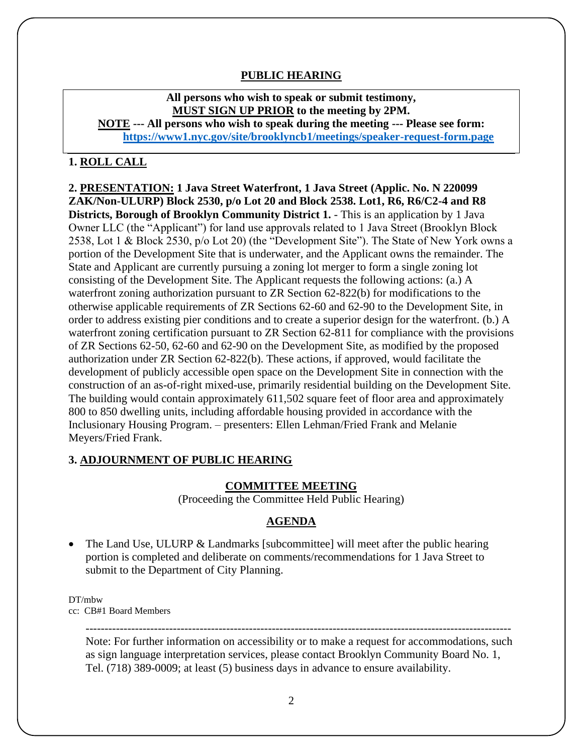## PUBLIC HEARING

**All persons who wish to speak or submit testimony, MUST SIGN UP PRIOR to the meeting by 2PM.**
**NOTE --- All persons who wish to speak during the meeting --- Please see form: https://www1.nyc.gov/site/brooklyncb1/meetings/speaker-request-form.page**

**1. ROLL CALL**

**2. PRESENTATION: 1 Java Street Waterfront, 1 Java Street (Applic. No. N 220099 ZAK/Non-ULURP) Block 2530, p/o Lot 20 and Block 2538. Lot1, R6, R6/C2-4 and R8 Districts, Borough of Brooklyn Community District 1.** - This is an application by 1 Java Owner LLC (the "Applicant") for land use approvals related to 1 Java Street (Brooklyn Block 2538, Lot 1 & Block 2530, p/o Lot 20) (the "Development Site"). The State of New York owns a portion of the Development Site that is underwater, and the Applicant owns the remainder. The State and Applicant are currently pursuing a zoning lot merger to form a single zoning lot consisting of the Development Site. The Applicant requests the following actions: (a.) A waterfront zoning authorization pursuant to ZR Section 62-822(b) for modifications to the otherwise applicable requirements of ZR Sections 62-60 and 62-90 to the Development Site, in order to address existing pier conditions and to create a superior design for the waterfront. (b.) A waterfront zoning certification pursuant to ZR Section 62-811 for compliance with the provisions of ZR Sections 62-50, 62-60 and 62-90 on the Development Site, as modified by the proposed authorization under ZR Section 62-822(b). These actions, if approved, would facilitate the development of publicly accessible open space on the Development Site in connection with the construction of an as-of-right mixed-use, primarily residential building on the Development Site. The building would contain approximately 611,502 square feet of floor area and approximately 800 to 850 dwelling units, including affordable housing provided in accordance with the Inclusionary Housing Program. – presenters: Ellen Lehman/Fried Frank and Melanie Meyers/Fried Frank.

**3. ADJOURNMENT OF PUBLIC HEARING**

## COMMITTEE MEETING

(Proceeding the Committee Held Public Hearing)

## AGENDA

- The Land Use, ULURP & Landmarks [subcommittee] will meet after the public hearing portion is completed and deliberate on comments/recommendations for 1 Java Street to submit to the Department of City Planning.

DT/mbw
cc: CB#1 Board Members

---

Note: For further information on accessibility or to make a request for accommodations, such as sign language interpretation services, please contact Brooklyn Community Board No. 1, Tel. (718) 389-0009; at least (5) business days in advance to ensure availability.